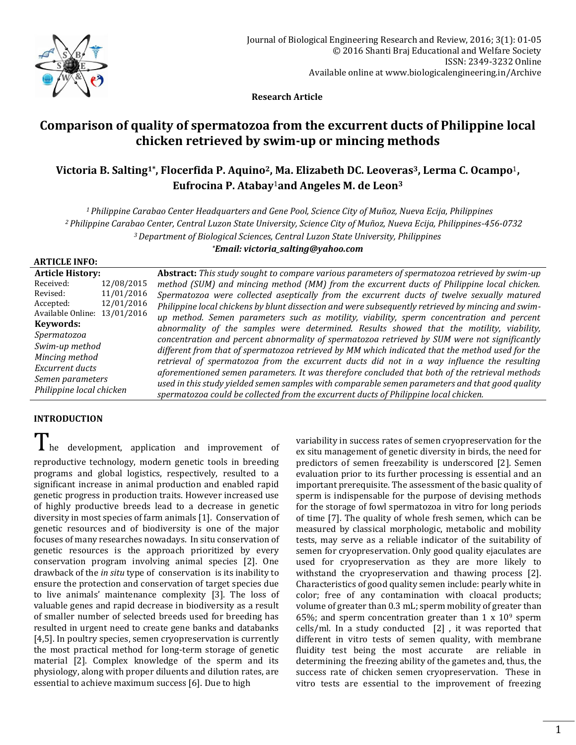Research Article

# Comparison of quality of spermatozoa from the excurrent ducts of Philippine local chicken retrieved by swim-up or mincing methods

**Victoria B. Salting[1*], Flocerfida P. Aquino[2], Ma. Elizabeth DC. Leoveras[3], Lerma C. Ocampo[1], Eufrocina P. Atabay[1] and Angeles M. de Leon[3]**

*[1] Philippine Carabao Center Headquarters and Gene Pool, Science City of Muñoz, Nueva Ecija, Philippines*
*[2] Philippine Carabao Center, Central Luzon State University, Science City of Muñoz, Nueva Ecija, Philippines-456-0732*
*[3] Department of Biological Sciences, Central Luzon State University, Philippines*
***Email: victoria_salting@yahoo.com**

**ARTICLE INFO:**

**Article History:**
Received: 12/08/2015
Revised: 11/01/2016
Accepted: 12/01/2016
Available Online: 13/01/2016

**Keywords:**
*Spermatozoa*
*Swim-up method*
*Mincing method*
*Excurrent ducts*
*Semen parameters*
*Philippine local chicken*

**Abstract:** *This study sought to compare various parameters of spermatozoa retrieved by swim-up method (SUM) and mincing method (MM) from the excurrent ducts of Philippine local chicken. Spermatozoa were collected aseptically from the excurrent ducts of twelve sexually matured Philippine local chickens by blunt dissection and were subsequently retrieved by mincing and swim-up method. Semen parameters such as motility, viability, sperm concentration and percent abnormality of the samples were determined. Results showed that the motility, viability, concentration and percent abnormality of spermatozoa retrieved by SUM were not significantly different from that of spermatozoa retrieved by MM which indicated that the method used for the retrieval of spermatozoa from the excurrent ducts did not in a way influence the resulting aforementioned semen parameters. It was therefore concluded that both of the retrieval methods used in this study yielded semen samples with comparable semen parameters and that good quality spermatozoa could be collected from the excurrent ducts of Philippine local chicken.*

## INTRODUCTION

The development, application and improvement of reproductive technology, modern genetic tools in breeding programs and global logistics, respectively, resulted to a significant increase in animal production and enabled rapid genetic progress in production traits. However increased use of highly productive breeds lead to a decrease in genetic diversity in most species of farm animals [1]. Conservation of genetic resources and of biodiversity is one of the major focuses of many researches nowadays. In situ conservation of genetic resources is the approach prioritized by every conservation program involving animal species [2]. One drawback of the *in situ* type of conservation is its inability to ensure the protection and conservation of target species due to live animals' maintenance complexity [3]. The loss of valuable genes and rapid decrease in biodiversity as a result of smaller number of selected breeds used for breeding has resulted in urgent need to create gene banks and databanks [4,5]. In poultry species, semen cryopreservation is currently the most practical method for long-term storage of genetic material [2]. Complex knowledge of the sperm and its physiology, along with proper diluents and dilution rates, are essential to achieve maximum success [6]. Due to high variability in success rates of semen cryopreservation for the ex situ management of genetic diversity in birds, the need for predictors of semen freezability is underscored [2]. Semen evaluation prior to its further processing is essential and an important prerequisite. The assessment of the basic quality of sperm is indispensable for the purpose of devising methods for the storage of fowl spermatozoa in vitro for long periods of time [7]. The quality of whole fresh semen, which can be measured by classical morphologic, metabolic and mobility tests, may serve as a reliable indicator of the suitability of semen for cryopreservation. Only good quality ejaculates are used for cryopreservation as they are more likely to withstand the cryopreservation and thawing process [2]. Characteristics of good quality semen include: pearly white in color; free of any contamination with cloacal products; volume of greater than 0.3 mL; sperm mobility of greater than 65%; and sperm concentration greater than $1 \times 10^9$ sperm cells/ml. In a study conducted [2] , it was reported that different in vitro tests of semen quality, with membrane fluidity test being the most accurate are reliable in determining the freezing ability of the gametes and, thus, the success rate of chicken semen cryopreservation. These in vitro tests are essential to the improvement of freezing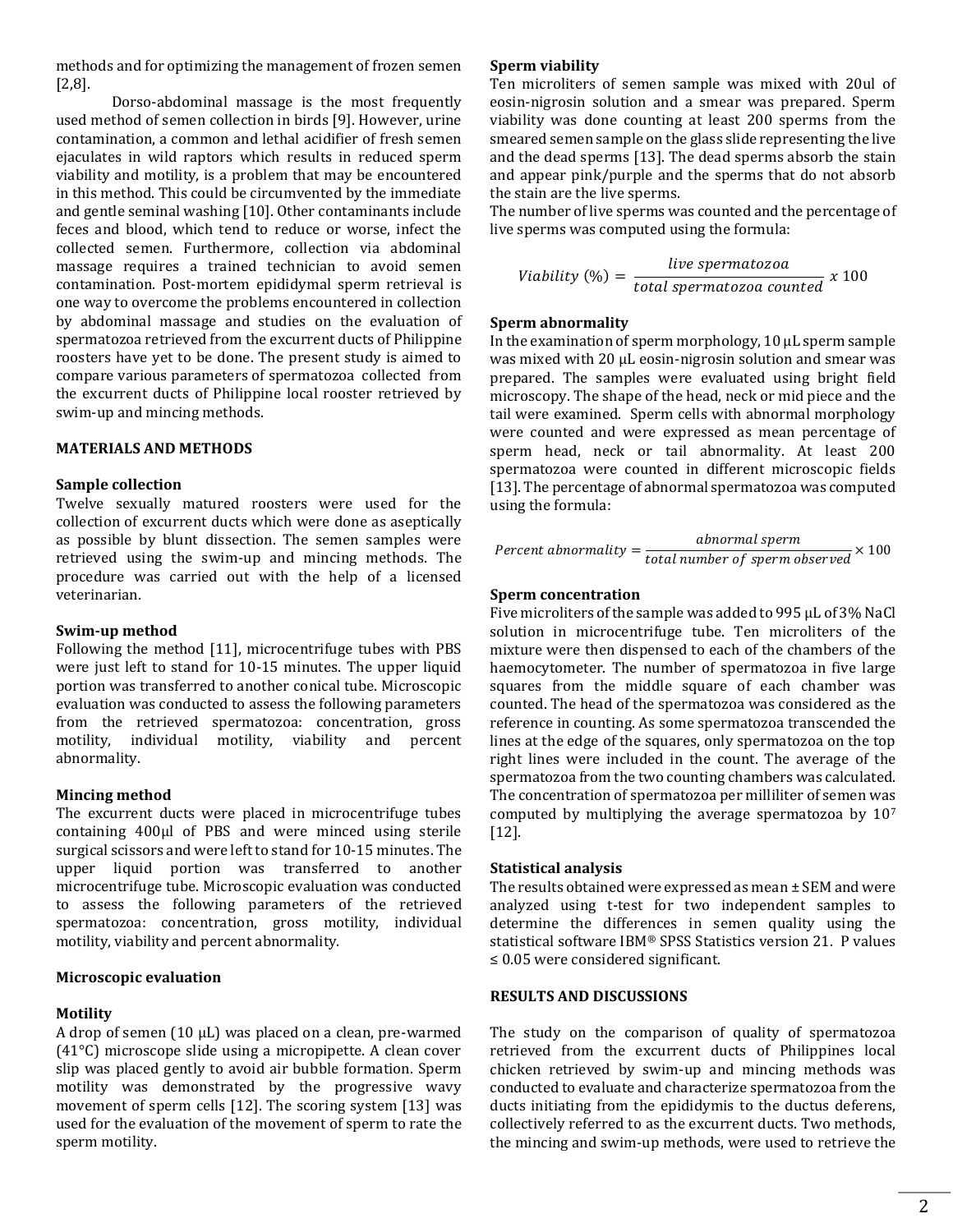methods and for optimizing the management of frozen semen [2,8].

Dorso-abdominal massage is the most frequently used method of semen collection in birds [9]. However, urine contamination, a common and lethal acidifier of fresh semen ejaculates in wild raptors which results in reduced sperm viability and motility, is a problem that may be encountered in this method. This could be circumvented by the immediate and gentle seminal washing [10]. Other contaminants include feces and blood, which tend to reduce or worse, infect the collected semen. Furthermore, collection via abdominal massage requires a trained technician to avoid semen contamination. Post-mortem epididymal sperm retrieval is one way to overcome the problems encountered in collection by abdominal massage and studies on the evaluation of spermatozoa retrieved from the excurrent ducts of Philippine roosters have yet to be done. The present study is aimed to compare various parameters of spermatozoa collected from the excurrent ducts of Philippine local rooster retrieved by swim-up and mincing methods.

## MATERIALS AND METHODS

### Sample collection

Twelve sexually matured roosters were used for the collection of excurrent ducts which were done as aseptically as possible by blunt dissection. The semen samples were retrieved using the swim-up and mincing methods. The procedure was carried out with the help of a licensed veterinarian.

### Swim-up method

Following the method [11], microcentrifuge tubes with PBS were just left to stand for 10-15 minutes. The upper liquid portion was transferred to another conical tube. Microscopic evaluation was conducted to assess the following parameters from the retrieved spermatozoa: concentration, gross motility, individual motility, viability and percent abnormality.

### Mincing method

The excurrent ducts were placed in microcentrifuge tubes containing 400µl of PBS and were minced using sterile surgical scissors and were left to stand for 10-15 minutes. The upper liquid portion was transferred to another microcentrifuge tube. Microscopic evaluation was conducted to assess the following parameters of the retrieved spermatozoa: concentration, gross motility, individual motility, viability and percent abnormality.

### Microscopic evaluation

### Motility

A drop of semen (10 µL) was placed on a clean, pre-warmed (41°C) microscope slide using a micropipette. A clean cover slip was placed gently to avoid air bubble formation. Sperm motility was demonstrated by the progressive wavy movement of sperm cells [12]. The scoring system [13] was used for the evaluation of the movement of sperm to rate the sperm motility.

### Sperm viability

Ten microliters of semen sample was mixed with 20ul of eosin-nigrosin solution and a smear was prepared. Sperm viability was done counting at least 200 sperms from the smeared semen sample on the glass slide representing the live and the dead sperms [13]. The dead sperms absorb the stain and appear pink/purple and the sperms that do not absorb the stain are the live sperms.

The number of live sperms was counted and the percentage of live sperms was computed using the formula:

$$Viability\ (\%) = \frac{live\ spermatozoa}{total\ spermatozoa\ counted}\ x\ 100$$

### Sperm abnormality

In the examination of sperm morphology, 10 µL sperm sample was mixed with 20 µL eosin-nigrosin solution and smear was prepared. The samples were evaluated using bright field microscopy. The shape of the head, neck or mid piece and the tail were examined. Sperm cells with abnormal morphology were counted and were expressed as mean percentage of sperm head, neck or tail abnormality. At least 200 spermatozoa were counted in different microscopic fields [13]. The percentage of abnormal spermatozoa was computed using the formula:

$$Percent\ abnormality = \frac{abnormal\ sperm}{total\ number\ of\ sperm\ observed} \times 100$$

### Sperm concentration

Five microliters of the sample was added to 995 µL of 3% NaCl solution in microcentrifuge tube. Ten microliters of the mixture were then dispensed to each of the chambers of the haemocytometer. The number of spermatozoa in five large squares from the middle square of each chamber was counted. The head of the spermatozoa was considered as the reference in counting. As some spermatozoa transcended the lines at the edge of the squares, only spermatozoa on the top right lines were included in the count. The average of the spermatozoa from the two counting chambers was calculated. The concentration of spermatozoa per milliliter of semen was computed by multiplying the average spermatozoa by $10^7$ [12].

### Statistical analysis

The results obtained were expressed as mean ± SEM and were analyzed using t-test for two independent samples to determine the differences in semen quality using the statistical software IBM® SPSS Statistics version 21. P values ≤ 0.05 were considered significant.

## RESULTS AND DISCUSSIONS

The study on the comparison of quality of spermatozoa retrieved from the excurrent ducts of Philippines local chicken retrieved by swim-up and mincing methods was conducted to evaluate and characterize spermatozoa from the ducts initiating from the epididymis to the ductus deferens, collectively referred to as the excurrent ducts. Two methods, the mincing and swim-up methods, were used to retrieve the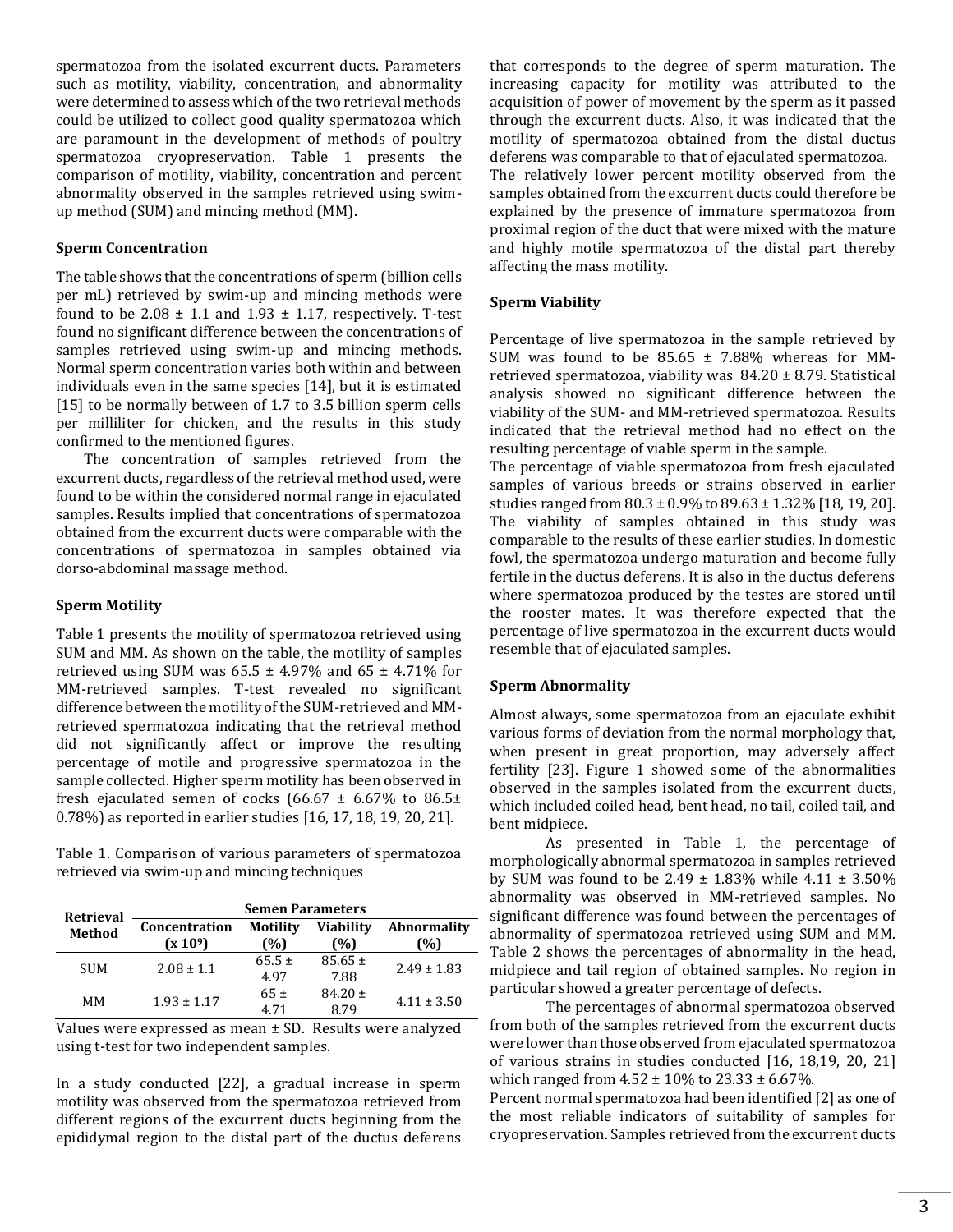spermatozoa from the isolated excurrent ducts. Parameters such as motility, viability, concentration, and abnormality were determined to assess which of the two retrieval methods could be utilized to collect good quality spermatozoa which are paramount in the development of methods of poultry spermatozoa cryopreservation. Table 1 presents the comparison of motility, viability, concentration and percent abnormality observed in the samples retrieved using swim-up method (SUM) and mincing method (MM).

### Sperm Concentration

The table shows that the concentrations of sperm (billion cells per mL) retrieved by swim-up and mincing methods were found to be 2.08 ± 1.1 and 1.93 ± 1.17, respectively. T-test found no significant difference between the concentrations of samples retrieved using swim-up and mincing methods. Normal sperm concentration varies both within and between individuals even in the same species [14], but it is estimated [15] to be normally between of 1.7 to 3.5 billion sperm cells per milliliter for chicken, and the results in this study confirmed to the mentioned figures.

The concentration of samples retrieved from the excurrent ducts, regardless of the retrieval method used, were found to be within the considered normal range in ejaculated samples. Results implied that concentrations of spermatozoa obtained from the excurrent ducts were comparable with the concentrations of spermatozoa in samples obtained via dorso-abdominal massage method.

### Sperm Motility

Table 1 presents the motility of spermatozoa retrieved using SUM and MM. As shown on the table, the motility of samples retrieved using SUM was 65.5 ± 4.97% and 65 ± 4.71% for MM-retrieved samples. T-test revealed no significant difference between the motility of the SUM-retrieved and MM-retrieved spermatozoa indicating that the retrieval method did not significantly affect or improve the resulting percentage of motile and progressive spermatozoa in the sample collected. Higher sperm motility has been observed in fresh ejaculated semen of cocks (66.67 ± 6.67% to 86.5± 0.78%) as reported in earlier studies [16, 17, 18, 19, 20, 21].

Table 1. Comparison of various parameters of spermatozoa retrieved via swim-up and mincing techniques

| Retrieval Method | Semen Parameters | | | |
|---|---|---|---|---|
| | Concentration ($x\ 10^9$) | Motility (%) | Viability (%) | Abnormality (%) |
| SUM | 2.08 ± 1.1 | 65.5 ± 4.97 | 85.65 ± 7.88 | 2.49 ± 1.83 |
| MM | 1.93 ± 1.17 | 65 ± 4.71 | 84.20 ± 8.79 | 4.11 ± 3.50 |

Values were expressed as mean ± SD. Results were analyzed using t-test for two independent samples.

In a study conducted [22], a gradual increase in sperm motility was observed from the spermatozoa retrieved from different regions of the excurrent ducts beginning from the epididymal region to the distal part of the ductus deferens that corresponds to the degree of sperm maturation. The increasing capacity for motility was attributed to the acquisition of power of movement by the sperm as it passed through the excurrent ducts. Also, it was indicated that the motility of spermatozoa obtained from the distal ductus deferens was comparable to that of ejaculated spermatozoa.

The relatively lower percent motility observed from the samples obtained from the excurrent ducts could therefore be explained by the presence of immature spermatozoa from proximal region of the duct that were mixed with the mature and highly motile spermatozoa of the distal part thereby affecting the mass motility.

### Sperm Viability

Percentage of live spermatozoa in the sample retrieved by SUM was found to be 85.65 ± 7.88% whereas for MM-retrieved spermatozoa, viability was 84.20 ± 8.79. Statistical analysis showed no significant difference between the viability of the SUM- and MM-retrieved spermatozoa. Results indicated that the retrieval method had no effect on the resulting percentage of viable sperm in the sample.

The percentage of viable spermatozoa from fresh ejaculated samples of various breeds or strains observed in earlier studies ranged from 80.3 ± 0.9% to 89.63 ± 1.32% [18, 19, 20]. The viability of samples obtained in this study was comparable to the results of these earlier studies. In domestic fowl, the spermatozoa undergo maturation and become fully fertile in the ductus deferens. It is also in the ductus deferens where spermatozoa produced by the testes are stored until the rooster mates. It was therefore expected that the percentage of live spermatozoa in the excurrent ducts would resemble that of ejaculated samples.

### Sperm Abnormality

Almost always, some spermatozoa from an ejaculate exhibit various forms of deviation from the normal morphology that, when present in great proportion, may adversely affect fertility [23]. Figure 1 showed some of the abnormalities observed in the samples isolated from the excurrent ducts, which included coiled head, bent head, no tail, coiled tail, and bent midpiece.

As presented in Table 1, the percentage of morphologically abnormal spermatozoa in samples retrieved by SUM was found to be 2.49 ± 1.83% while 4.11 ± 3.50% abnormality was observed in MM-retrieved samples. No significant difference was found between the percentages of abnormality of spermatozoa retrieved using SUM and MM. Table 2 shows the percentages of abnormality in the head, midpiece and tail region of obtained samples. No region in particular showed a greater percentage of defects.

The percentages of abnormal spermatozoa observed from both of the samples retrieved from the excurrent ducts were lower than those observed from ejaculated spermatozoa of various strains in studies conducted [16, 18,19, 20, 21] which ranged from 4.52 ± 10% to 23.33 ± 6.67%.

Percent normal spermatozoa had been identified [2] as one of the most reliable indicators of suitability of samples for cryopreservation. Samples retrieved from the excurrent ducts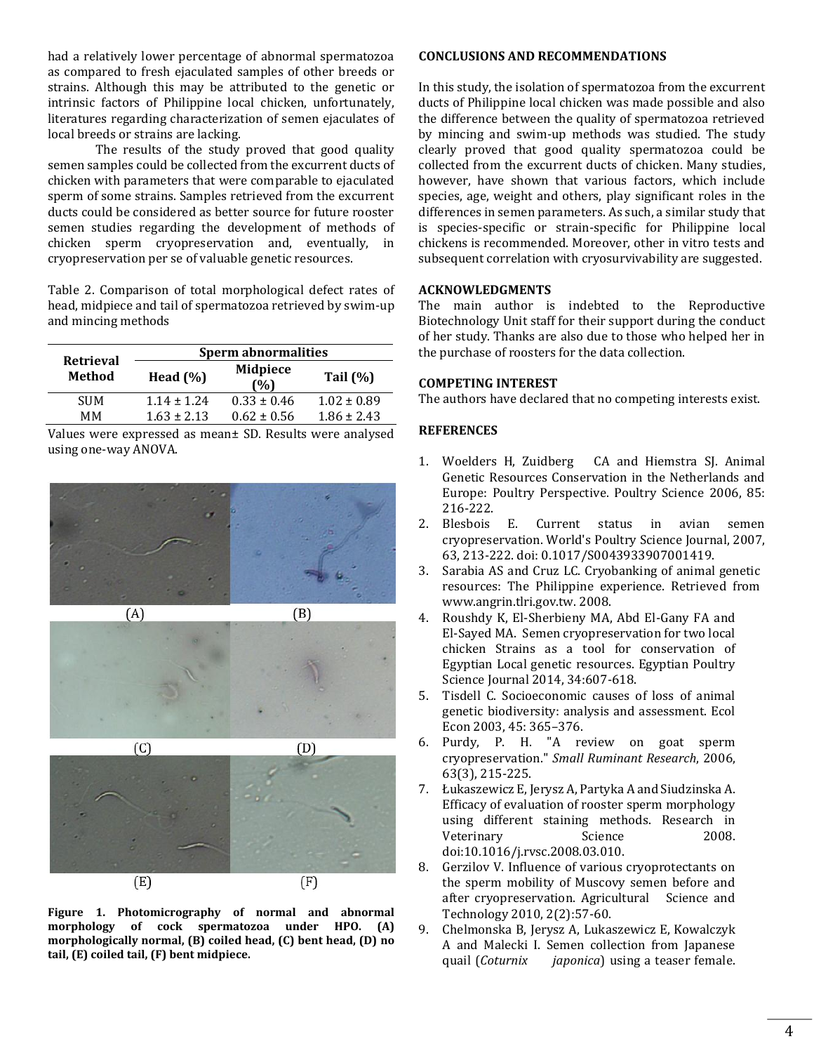had a relatively lower percentage of abnormal spermatozoa as compared to fresh ejaculated samples of other breeds or strains. Although this may be attributed to the genetic or intrinsic factors of Philippine local chicken, unfortunately, literatures regarding characterization of semen ejaculates of local breeds or strains are lacking.

The results of the study proved that good quality semen samples could be collected from the excurrent ducts of chicken with parameters that were comparable to ejaculated sperm of some strains. Samples retrieved from the excurrent ducts could be considered as better source for future rooster semen studies regarding the development of methods of chicken sperm cryopreservation and, eventually, in cryopreservation per se of valuable genetic resources.

Table 2. Comparison of total morphological defect rates of head, midpiece and tail of spermatozoa retrieved by swim-up and mincing methods

| Retrieval Method | Sperm abnormalities | | |
|---|---|---|---|
| | Head (%) | Midpiece (%) | Tail (%) |
| SUM | 1.14 ± 1.24 | 0.33 ± 0.46 | 1.02 ± 0.89 |
| MM | 1.63 ± 2.13 | 0.62 ± 0.56 | 1.86 ± 2.43 |

Values were expressed as mean± SD. Results were analysed using one-way ANOVA.

**Figure 1. Photomicrography of normal and abnormal morphology of cock spermatozoa under HPO. (A) morphologically normal, (B) coiled head, (C) bent head, (D) no tail, (E) coiled tail, (F) bent midpiece.**

## CONCLUSIONS AND RECOMMENDATIONS

In this study, the isolation of spermatozoa from the excurrent ducts of Philippine local chicken was made possible and also the difference between the quality of spermatozoa retrieved by mincing and swim-up methods was studied. The study clearly proved that good quality spermatozoa could be collected from the excurrent ducts of chicken. Many studies, however, have shown that various factors, which include species, age, weight and others, play significant roles in the differences in semen parameters. As such, a similar study that is species-specific or strain-specific for Philippine local chickens is recommended. Moreover, other in vitro tests and subsequent correlation with cryosurvivability are suggested.

## ACKNOWLEDGMENTS

The main author is indebted to the Reproductive Biotechnology Unit staff for their support during the conduct of her study. Thanks are also due to those who helped her in the purchase of roosters for the data collection.

## COMPETING INTEREST

The authors have declared that no competing interests exist.

## REFERENCES

1. Woelders H, Zuidberg CA and Hiemstra SJ. Animal Genetic Resources Conservation in the Netherlands and Europe: Poultry Perspective. Poultry Science 2006, 85: 216-222.
2. Blesbois E. Current status in avian semen cryopreservation. World's Poultry Science Journal, 2007, 63, 213-222. doi: 0.1017/S0043933907001419.
3. Sarabia AS and Cruz LC. Cryobanking of animal genetic resources: The Philippine experience. Retrieved from www.angrin.tlri.gov.tw. 2008.
4. Roushdy K, El-Sherbieny MA, Abd El-Gany FA and El-Sayed MA. Semen cryopreservation for two local chicken Strains as a tool for conservation of Egyptian Local genetic resources. Egyptian Poultry Science Journal 2014, 34:607-618.
5. Tisdell C. Socioeconomic causes of loss of animal genetic biodiversity: analysis and assessment. Ecol Econ 2003, 45: 365–376.
6. Purdy, P. H. "A review on goat sperm cryopreservation." *Small Ruminant Research*, 2006, 63(3), 215-225.
7. Łukaszewicz E, Jerysz A, Partyka A and Siudzinska A. Efficacy of evaluation of rooster sperm morphology using different staining methods. Research in Veterinary Science 2008. doi:10.1016/j.rvsc.2008.03.010.
8. Gerzilov V. Influence of various cryoprotectants on the sperm mobility of Muscovy semen before and after cryopreservation. Agricultural Science and Technology 2010, 2(2):57-60.
9. Chelmonska B, Jerysz A, Lukaszewicz E, Kowalczyk A and Malecki I. Semen collection from Japanese quail (*Coturnix japonica*) using a teaser female.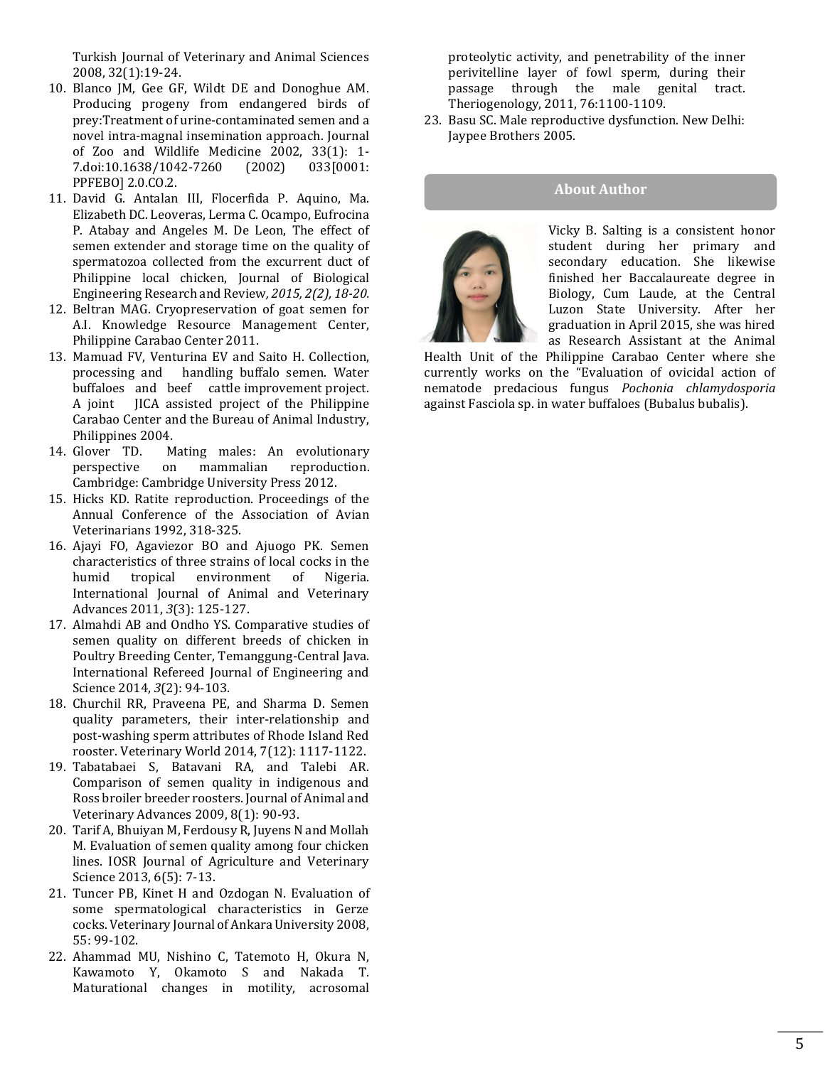Turkish Journal of Veterinary and Animal Sciences 2008, 32(1):19-24.

10. Blanco JM, Gee GF, Wildt DE and Donoghue AM. Producing progeny from endangered birds of prey:Treatment of urine-contaminated semen and a novel intra-magnal insemination approach. Journal of Zoo and Wildlife Medicine 2002, 33(1): 1-7.doi:10.1638/1042-7260 (2002) 033[0001: PPFEBO] 2.0.CO.2.
11. David G. Antalan III, Flocerfida P. Aquino, Ma. Elizabeth DC. Leoveras, Lerma C. Ocampo, Eufrocina P. Atabay and Angeles M. De Leon, The effect of semen extender and storage time on the quality of spermatozoa collected from the excurrent duct of Philippine local chicken, Journal of Biological Engineering Research and Review*, 2015, 2(2), 18-20.*
12. Beltran MAG. Cryopreservation of goat semen for A.I. Knowledge Resource Management Center, Philippine Carabao Center 2011.
13. Mamuad FV, Venturina EV and Saito H. Collection, processing and handling buffalo semen. Water buffaloes and beef cattle improvement project. A joint JICA assisted project of the Philippine Carabao Center and the Bureau of Animal Industry, Philippines 2004.
14. Glover TD. Mating males: An evolutionary perspective on mammalian reproduction. Cambridge: Cambridge University Press 2012.
15. Hicks KD. Ratite reproduction. Proceedings of the Annual Conference of the Association of Avian Veterinarians 1992, 318-325.
16. Ajayi FO, Agaviezor BO and Ajuogo PK. Semen characteristics of three strains of local cocks in the humid tropical environment of Nigeria. International Journal of Animal and Veterinary Advances 2011, *3*(3): 125-127.
17. Almahdi AB and Ondho YS. Comparative studies of semen quality on different breeds of chicken in Poultry Breeding Center, Temanggung-Central Java. International Refereed Journal of Engineering and Science 2014, *3*(2): 94-103.
18. Churchil RR, Praveena PE, and Sharma D. Semen quality parameters, their inter-relationship and post-washing sperm attributes of Rhode Island Red rooster. Veterinary World 2014, 7(12): 1117-1122.
19. Tabatabaei S, Batavani RA, and Talebi AR. Comparison of semen quality in indigenous and Ross broiler breeder roosters. Journal of Animal and Veterinary Advances 2009, 8(1): 90-93.
20. Tarif A, Bhuiyan M, Ferdousy R, Juyens N and Mollah M. Evaluation of semen quality among four chicken lines. IOSR Journal of Agriculture and Veterinary Science 2013, 6(5): 7-13.
21. Tuncer PB, Kinet H and Ozdogan N. Evaluation of some spermatological characteristics in Gerze cocks. Veterinary Journal of Ankara University 2008, 55: 99-102.
22. Ahammad MU, Nishino C, Tatemoto H, Okura N, Kawamoto Y, Okamoto S and Nakada T. Maturational changes in motility, acrosomal proteolytic activity, and penetrability of the inner perivitelline layer of fowl sperm, during their passage through the male genital tract. Theriogenology, 2011, 76:1100-1109.
23. Basu SC. Male reproductive dysfunction. New Delhi: Jaypee Brothers 2005.

## About Author

Vicky B. Salting is a consistent honor student during her primary and secondary education. She likewise finished her Baccalaureate degree in Biology, Cum Laude, at the Central Luzon State University. After her graduation in April 2015, she was hired as Research Assistant at the Animal Health Unit of the Philippine Carabao Center where she currently works on the "Evaluation of ovicidal action of nematode predacious fungus *Pochonia chlamydosporia* against Fasciola sp. in water buffaloes (Bubalus bubalis).